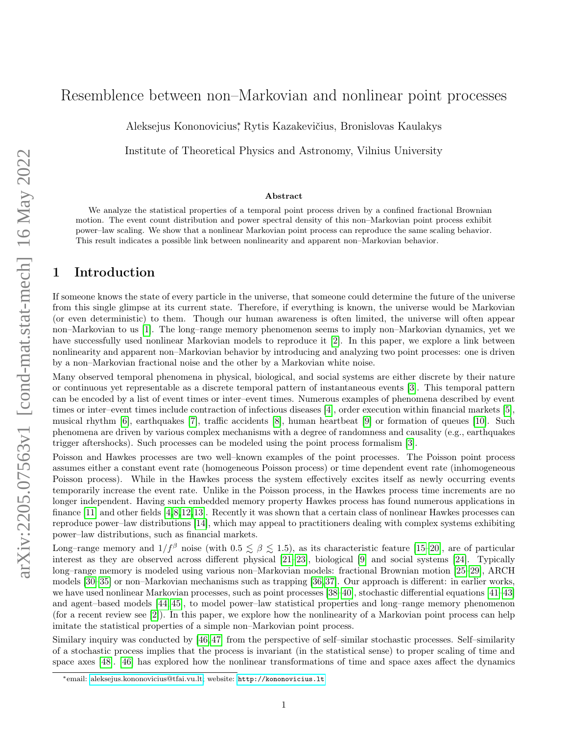# Resemblence between non–Markovian and nonlinear point processes

Aleksejus Kononovicius*, Rytis Kazakevičius, Bronislovas Kaulakys

Institute of Theoretical Physics and Astronomy, Vilnius University

### Abstract

We analyze the statistical properties of a temporal point process driven by a confined fractional Brownian motion. The event count distribution and power spectral density of this non–Markovian point process exhibit power–law scaling. We show that a nonlinear Markovian point process can reproduce the same scaling behavior. This result indicates a possible link between nonlinearity and apparent non–Markovian behavior.

## 1 Introduction

If someone knows the state of every particle in the universe, that someone could determine the future of the universe from this single glimpse at its current state. Therefore, if everything is known, the universe would be Markovian (or even deterministic) to them. Though our human awareness is often limited, the universe will often appear non–Markovian to us [1]. The long–range memory phenomenon seems to imply non–Markovian dynamics, yet we have successfully used nonlinear Markovian models to reproduce it [2]. In this paper, we explore a link between nonlinearity and apparent non–Markovian behavior by introducing and analyzing two point processes: one is driven by a non–Markovian fractional noise and the other by a Markovian white noise.

Many observed temporal phenomena in physical, biological, and social systems are either discrete by their nature or continuous yet representable as a discrete temporal pattern of instantaneous events [3]. This temporal pattern can be encoded by a list of event times or inter–event times. Numerous examples of phenomena described by event times or inter–event times include contraction of infectious diseases [4], order execution within financial markets [5], musical rhythm [6], earthquakes [7], traffic accidents [8], human heartbeat [9] or formation of queues [10]. Such phenomena are driven by various complex mechanisms with a degree of randomness and causality (e.g., earthquakes trigger aftershocks). Such processes can be modeled using the point process formalism [3].

Poisson and Hawkes processes are two well–known examples of the point processes. The Poisson point process assumes either a constant event rate (homogeneous Poisson process) or time dependent event rate (inhomogeneous Poisson process). While in the Hawkes process the system effectively excites itself as newly occurring events temporarily increase the event rate. Unlike in the Poisson process, in the Hawkes process time increments are no longer independent. Having such embedded memory property Hawkes process has found numerous applications in finance [11] and other fields [4,8,12,13]. Recently it was shown that a certain class of nonlinear Hawkes processes can reproduce power–law distributions [14], which may appeal to practitioners dealing with complex systems exhibiting power–law distributions, such as financial markets.

Long–range memory and $1/f^{\beta}$ noise (with $0.5 \lesssim \beta \lesssim 1.5$), as its characteristic feature [15–20], are of particular interest as they are observed across different physical [21–23], biological [9] and social systems [24]. Typically long–range memory is modeled using various non–Markovian models: fractional Brownian motion [25–29], ARCH models [30–35] or non–Markovian mechanisms such as trapping [36,37]. Our approach is different: in earlier works, we have used nonlinear Markovian processes, such as point processes [38–40], stochastic differential equations [41–43] and agent–based models [44,45], to model power–law statistical properties and long–range memory phenomenon (for a recent review see [2]). In this paper, we explore how the nonlinearity of a Markovian point process can help imitate the statistical properties of a simple non–Markovian point process.

Similary inquiry was conducted by [46,47] from the perspective of self–similar stochastic processes. Self–similarity of a stochastic process implies that the process is invariant (in the statistical sense) to proper scaling of time and space axes [48]. [46] has explored how the nonlinear transformations of time and space axes affect the dynamics

*email: aleksejus.kononovicius@tfai.vu.lt; website: http://kononovicius.lt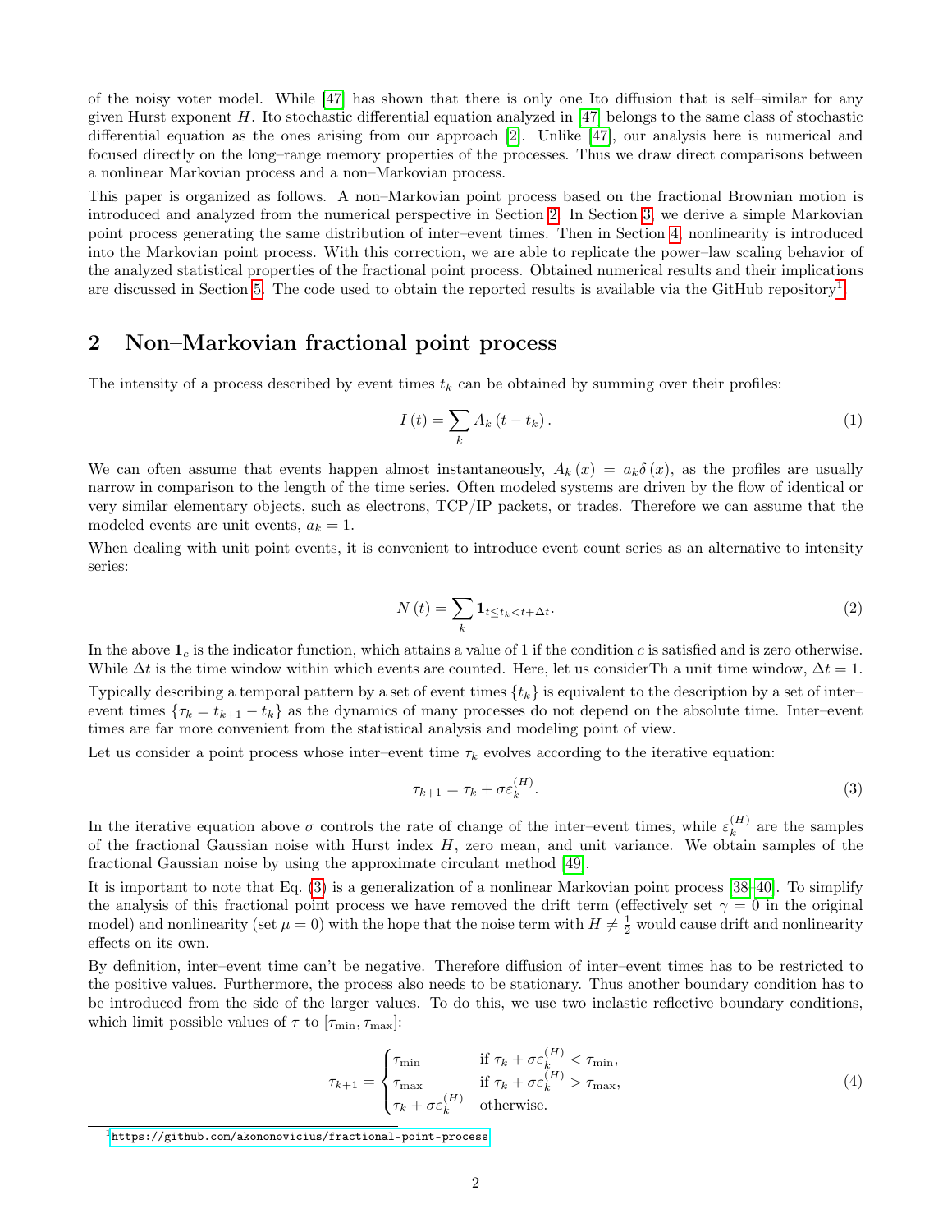of the noisy voter model. While [47] has shown that there is only one Ito diffusion that is self–similar for any given Hurst exponent $H$. Ito stochastic differential equation analyzed in [47] belongs to the same class of stochastic differential equation as the ones arising from our approach [2]. Unlike [47], our analysis here is numerical and focused directly on the long–range memory properties of the processes. Thus we draw direct comparisons between a nonlinear Markovian process and a non–Markovian process.

This paper is organized as follows. A non–Markovian point process based on the fractional Brownian motion is introduced and analyzed from the numerical perspective in Section 2. In Section 3, we derive a simple Markovian point process generating the same distribution of inter–event times. Then in Section 4, nonlinearity is introduced into the Markovian point process. With this correction, we are able to replicate the power–law scaling behavior of the analyzed statistical properties of the fractional point process. Obtained numerical results and their implications are discussed in Section 5. The code used to obtain the reported results is available via the GitHub repository[1].

## 2 Non–Markovian fractional point process

The intensity of a process described by event times $t_k$ can be obtained by summing over their profiles:

$$I(t) = \sum_k A_k(t - t_k). \tag{1}$$

We can often assume that events happen almost instantaneously, $A_k(x) = a_k \delta(x)$, as the profiles are usually narrow in comparison to the length of the time series. Often modeled systems are driven by the flow of identical or very similar elementary objects, such as electrons, TCP/IP packets, or trades. Therefore we can assume that the modeled events are unit events, $a_k = 1$.

When dealing with unit point events, it is convenient to introduce event count series as an alternative to intensity series:

$$N(t) = \sum_k \mathbf{1}_{t \leq t_k < t + \Delta t}. \tag{2}$$

In the above $\mathbf{1}_c$ is the indicator function, which attains a value of 1 if the condition $c$ is satisfied and is zero otherwise. While $\Delta t$ is the time window within which events are counted. Here, let us considerTh a unit time window, $\Delta t = 1$.

Typically describing a temporal pattern by a set of event times $\{t_k\}$ is equivalent to the description by a set of inter–event times $\{\tau_k = t_{k+1} - t_k\}$ as the dynamics of many processes do not depend on the absolute time. Inter–event times are far more convenient from the statistical analysis and modeling point of view.

Let us consider a point process whose inter–event time $\tau_k$ evolves according to the iterative equation:

$$\tau_{k+1} = \tau_k + \sigma \varepsilon_k^{(H)}. \tag{3}$$

In the iterative equation above $\sigma$ controls the rate of change of the inter–event times, while $\varepsilon_k^{(H)}$ are the samples of the fractional Gaussian noise with Hurst index $H$, zero mean, and unit variance. We obtain samples of the fractional Gaussian noise by using the approximate circulant method [49].

It is important to note that Eq. (3) is a generalization of a nonlinear Markovian point process [38–40]. To simplify the analysis of this fractional point process we have removed the drift term (effectively set $\gamma = 0$ in the original model) and nonlinearity (set $\mu = 0$) with the hope that the noise term with $H \neq \frac{1}{2}$ would cause drift and nonlinearity effects on its own.

By definition, inter–event time can't be negative. Therefore diffusion of inter–event times has to be restricted to the positive values. Furthermore, the process also needs to be stationary. Thus another boundary condition has to be introduced from the side of the larger values. To do this, we use two inelastic reflective boundary conditions, which limit possible values of $\tau$ to $[\tau_{\min}, \tau_{\max}]$:

$$\tau_{k+1} = \begin{cases} \tau_{\min} & \text{if } \tau_k + \sigma \varepsilon_k^{(H)} < \tau_{\min}, \\ \tau_{\max} & \text{if } \tau_k + \sigma \varepsilon_k^{(H)} > \tau_{\max}, \\ \tau_k + \sigma \varepsilon_k^{(H)} & \text{otherwise.} \end{cases} \tag{4}$$

[1] https://github.com/akononovicius/fractional-point-process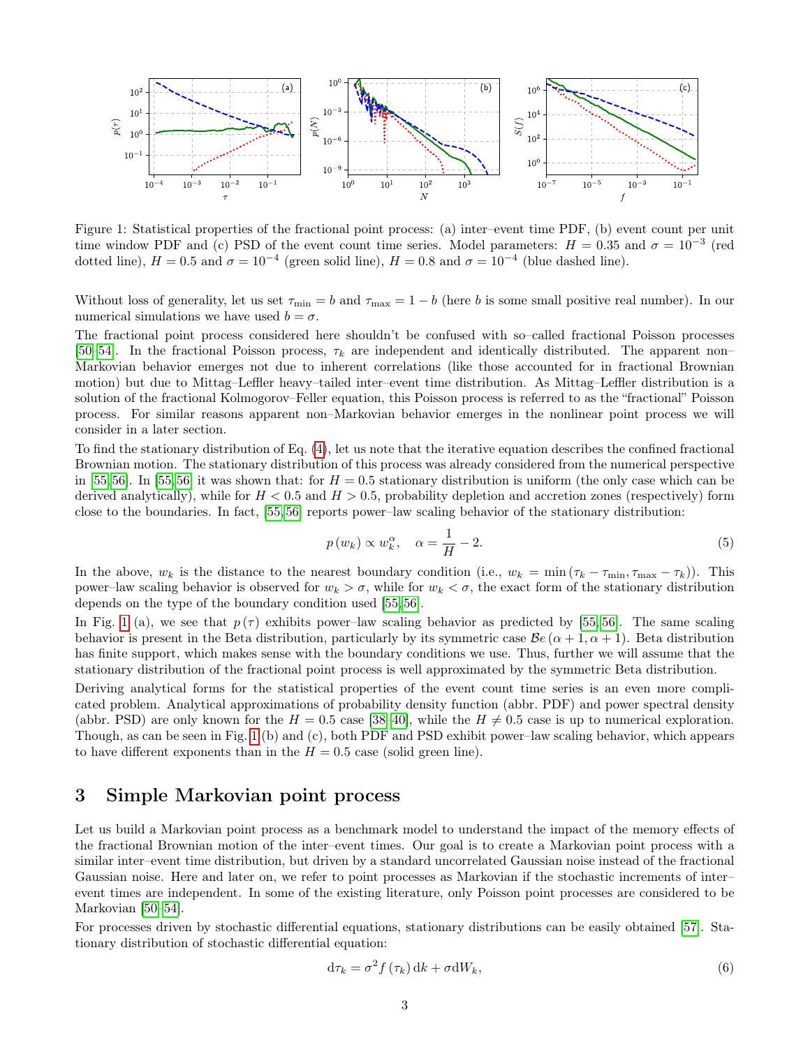Figure 1: Statistical properties of the fractional point process: (a) inter–event time PDF, (b) event count per unit time window PDF and (c) PSD of the event count time series. Model parameters: $H = 0.35$ and $\sigma = 10^{-3}$ (red dotted line), $H = 0.5$ and $\sigma = 10^{-4}$ (green solid line), $H = 0.8$ and $\sigma = 10^{-4}$ (blue dashed line).

Without loss of generality, let us set $\tau_{\min} = b$ and $\tau_{\max} = 1 - b$ (here $b$ is some small positive real number). In our numerical simulations we have used $b = \sigma$.

The fractional point process considered here shouldn't be confused with so–called fractional Poisson processes [50–54]. In the fractional Poisson process, $\tau_k$ are independent and identically distributed. The apparent non–Markovian behavior emerges not due to inherent correlations (like those accounted for in fractional Brownian motion) but due to Mittag–Leffler heavy–tailed inter–event time distribution. As Mittag–Leffler distribution is a solution of the fractional Kolmogorov–Feller equation, this Poisson process is referred to as the "fractional" Poisson process. For similar reasons apparent non–Markovian behavior emerges in the nonlinear point process we will consider in a later section.

To find the stationary distribution of Eq. (4), let us note that the iterative equation describes the confined fractional Brownian motion. The stationary distribution of this process was already considered from the numerical perspective in [55, 56]. In [55, 56] it was shown that: for $H = 0.5$ stationary distribution is uniform (the only case which can be derived analytically), while for $H < 0.5$ and $H > 0.5$, probability depletion and accretion zones (respectively) form close to the boundaries. In fact, [55, 56] reports power–law scaling behavior of the stationary distribution:

$$p(w_k) \propto w_k^{\alpha}, \quad \alpha = \frac{1}{H} - 2. \tag{5}$$

In the above, $w_k$ is the distance to the nearest boundary condition (i.e., $w_k = \min(\tau_k - \tau_{\min}, \tau_{\max} - \tau_k)$). This power–law scaling behavior is observed for $w_k > \sigma$, while for $w_k < \sigma$, the exact form of the stationary distribution depends on the type of the boundary condition used [55, 56].

In Fig. 1 (a), we see that $p(\tau)$ exhibits power–law scaling behavior as predicted by [55, 56]. The same scaling behavior is present in the Beta distribution, particularly by its symmetric case $\mathcal{B}e(\alpha + 1, \alpha + 1)$. Beta distribution has finite support, which makes sense with the boundary conditions we use. Thus, further we will assume that the stationary distribution of the fractional point process is well approximated by the symmetric Beta distribution.

Deriving analytical forms for the statistical properties of the event count time series is an even more complicated problem. Analytical approximations of probability density function (abbr. PDF) and power spectral density (abbr. PSD) are only known for the $H = 0.5$ case [38–40], while the $H \neq 0.5$ case is up to numerical exploration. Though, as can be seen in Fig. 1 (b) and (c), both PDF and PSD exhibit power–law scaling behavior, which appears to have different exponents than in the $H = 0.5$ case (solid green line).

## 3 Simple Markovian point process

Let us build a Markovian point process as a benchmark model to understand the impact of the memory effects of the fractional Brownian motion of the inter–event times. Our goal is to create a Markovian point process with a similar inter–event time distribution, but driven by a standard uncorrelated Gaussian noise instead of the fractional Gaussian noise. Here and later on, we refer to point processes as Markovian if the stochastic increments of inter–event times are independent. In some of the existing literature, only Poisson point processes are considered to be Markovian [50–54].

For processes driven by stochastic differential equations, stationary distributions can be easily obtained [57]. Stationary distribution of stochastic differential equation:

$$\mathrm{d}\tau_k = \sigma^2 f(\tau_k)\, \mathrm{d}k + \sigma \mathrm{d}W_k, \tag{6}$$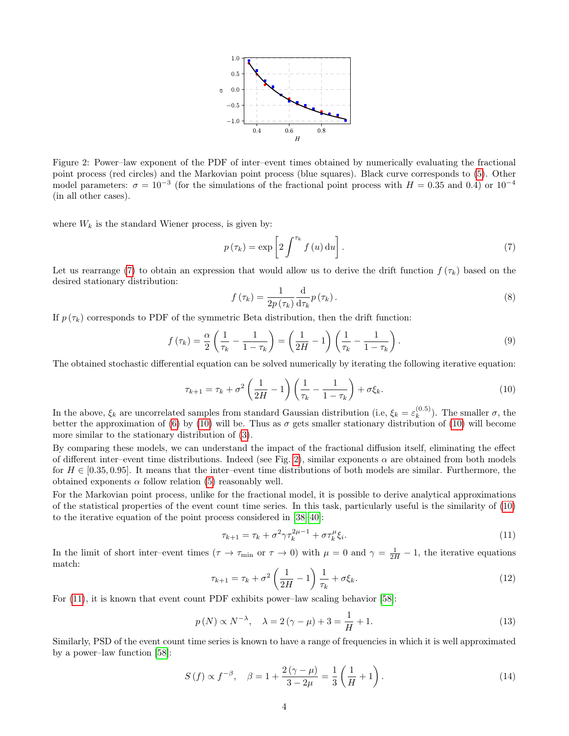Figure 2: Power–law exponent of the PDF of inter–event times obtained by numerically evaluating the fractional point process (red circles) and the Markovian point process (blue squares). Black curve corresponds to (5). Other model parameters: $\sigma = 10^{-3}$ (for the simulations of the fractional point process with $H = 0.35$ and $0.4$) or $10^{-4}$ (in all other cases).

where $W_k$ is the standard Wiener process, is given by:

$$p(\tau_k) = \exp\left[2 \int^{\tau_k} f(u)\,\mathrm{d}u\right]. \tag{7}$$

Let us rearrange (7) to obtain an expression that would allow us to derive the drift function $f(\tau_k)$ based on the desired stationary distribution:

$$f(\tau_k) = \frac{1}{2p(\tau_k)} \frac{\mathrm{d}}{\mathrm{d}\tau_k} p(\tau_k). \tag{8}$$

If $p(\tau_k)$ corresponds to PDF of the symmetric Beta distribution, then the drift function:

$$f(\tau_k) = \frac{\alpha}{2}\left(\frac{1}{\tau_k} - \frac{1}{1-\tau_k}\right) = \left(\frac{1}{2H} - 1\right)\left(\frac{1}{\tau_k} - \frac{1}{1-\tau_k}\right). \tag{9}$$

The obtained stochastic differential equation can be solved numerically by iterating the following iterative equation:

$$\tau_{k+1} = \tau_k + \sigma^2 \left(\frac{1}{2H} - 1\right)\left(\frac{1}{\tau_k} - \frac{1}{1-\tau_k}\right) + \sigma \xi_k. \tag{10}$$

In the above, $\xi_k$ are uncorrelated samples from standard Gaussian distribution (i.e, $\xi_k = \varepsilon_k^{(0.5)}$). The smaller $\sigma$, the better the approximation of (6) by (10) will be. Thus as $\sigma$ gets smaller stationary distribution of (10) will become more similar to the stationary distribution of (3).

By comparing these models, we can understand the impact of the fractional diffusion itself, eliminating the effect of different inter–event time distributions. Indeed (see Fig. 2), similar exponents $\alpha$ are obtained from both models for $H \in [0.35, 0.95]$. It means that the inter–event time distributions of both models are similar. Furthermore, the obtained exponents $\alpha$ follow relation (5) reasonably well.

For the Markovian point process, unlike for the fractional model, it is possible to derive analytical approximations of the statistical properties of the event count time series. In this task, particularly useful is the similarity of (10) to the iterative equation of the point process considered in [38–40]:

$$\tau_{k+1} = \tau_k + \sigma^2 \gamma \tau_k^{2\mu - 1} + \sigma \tau_k^{\mu} \xi_i. \tag{11}$$

In the limit of short inter–event times ($\tau \to \tau_{\min}$ or $\tau \to 0$) with $\mu = 0$ and $\gamma = \frac{1}{2H} - 1$, the iterative equations match:

$$\tau_{k+1} = \tau_k + \sigma^2 \left(\frac{1}{2H} - 1\right)\frac{1}{\tau_k} + \sigma \xi_k. \tag{12}$$

For (11), it is known that event count PDF exhibits power–law scaling behavior [58]:

$$p(N) \propto N^{-\lambda}, \quad \lambda = 2(\gamma - \mu) + 3 = \frac{1}{H} + 1. \tag{13}$$

Similarly, PSD of the event count time series is known to have a range of frequencies in which it is well approximated by a power–law function [58]:

$$S(f) \propto f^{-\beta}, \quad \beta = 1 + \frac{2(\gamma - \mu)}{3 - 2\mu} = \frac{1}{3}\left(\frac{1}{H} + 1\right). \tag{14}$$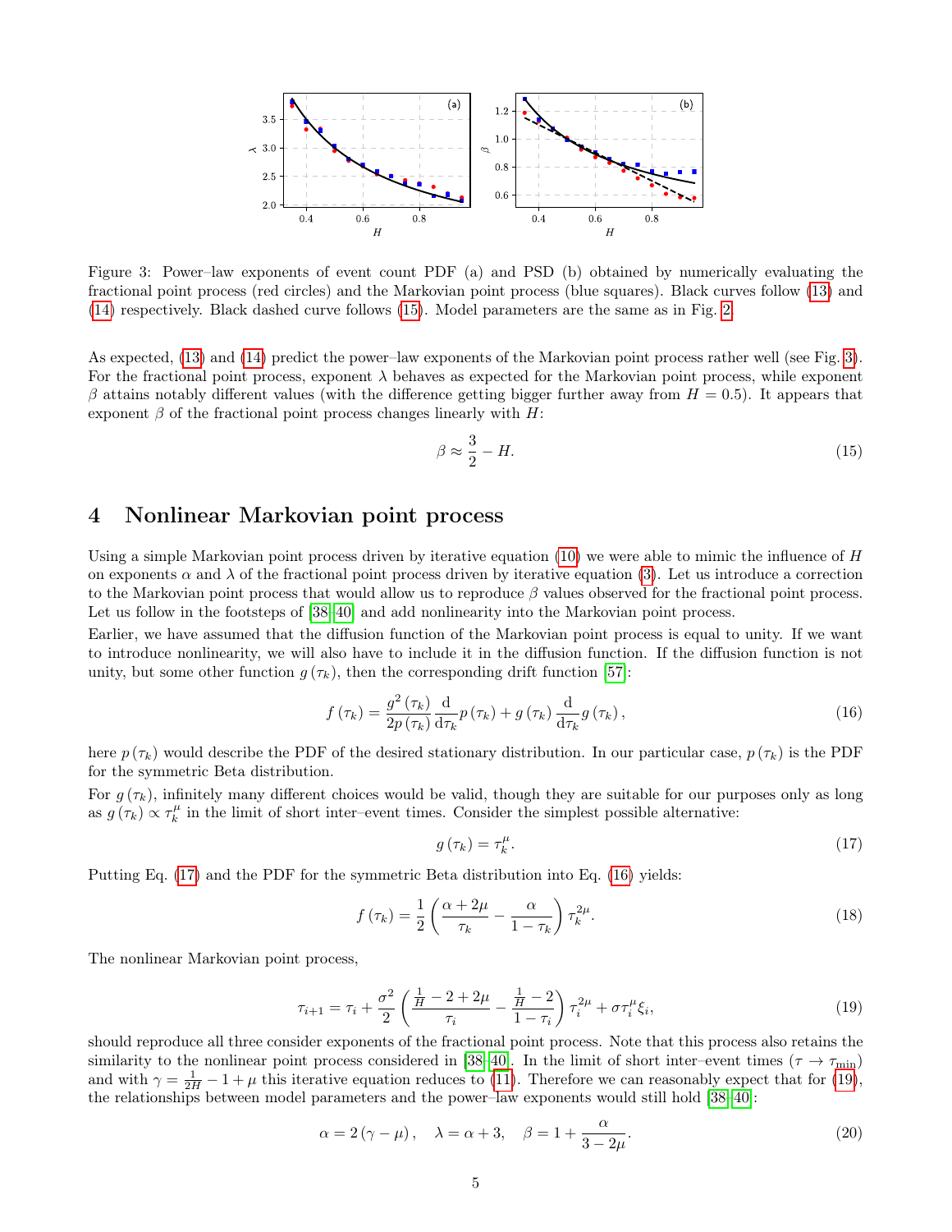Figure 3: Power–law exponents of event count PDF (a) and PSD (b) obtained by numerically evaluating the fractional point process (red circles) and the Markovian point process (blue squares). Black curves follow (13) and (14) respectively. Black dashed curve follows (15). Model parameters are the same as in Fig. 2.

As expected, (13) and (14) predict the power–law exponents of the Markovian point process rather well (see Fig. 3). For the fractional point process, exponent $\lambda$ behaves as expected for the Markovian point process, while exponent $\beta$ attains notably different values (with the difference getting bigger further away from $H = 0.5$). It appears that exponent $\beta$ of the fractional point process changes linearly with $H$:

$$\beta \approx \frac{3}{2} - H. \tag{15}$$

## 4 Nonlinear Markovian point process

Using a simple Markovian point process driven by iterative equation (10) we were able to mimic the influence of $H$ on exponents $\alpha$ and $\lambda$ of the fractional point process driven by iterative equation (3). Let us introduce a correction to the Markovian point process that would allow us to reproduce $\beta$ values observed for the fractional point process. Let us follow in the footsteps of [38–40] and add nonlinearity into the Markovian point process.

Earlier, we have assumed that the diffusion function of the Markovian point process is equal to unity. If we want to introduce nonlinearity, we will also have to include it in the diffusion function. If the diffusion function is not unity, but some other function $g(\tau_k)$, then the corresponding drift function [57]:

$$f(\tau_k) = \frac{g^2(\tau_k)}{2p(\tau_k)} \frac{\mathrm{d}}{\mathrm{d}\tau_k} p(\tau_k) + g(\tau_k) \frac{\mathrm{d}}{\mathrm{d}\tau_k} g(\tau_k), \tag{16}$$

here $p(\tau_k)$ would describe the PDF of the desired stationary distribution. In our particular case, $p(\tau_k)$ is the PDF for the symmetric Beta distribution.

For $g(\tau_k)$, infinitely many different choices would be valid, though they are suitable for our purposes only as long as $g(\tau_k) \propto \tau_k^{\mu}$ in the limit of short inter–event times. Consider the simplest possible alternative:

$$g(\tau_k) = \tau_k^{\mu}. \tag{17}$$

Putting Eq. (17) and the PDF for the symmetric Beta distribution into Eq. (16) yields:

$$f(\tau_k) = \frac{1}{2}\left(\frac{\alpha + 2\mu}{\tau_k} - \frac{\alpha}{1-\tau_k}\right)\tau_k^{2\mu}. \tag{18}$$

The nonlinear Markovian point process,

$$\tau_{i+1} = \tau_i + \frac{\sigma^2}{2}\left(\frac{\frac{1}{H} - 2 + 2\mu}{\tau_i} - \frac{\frac{1}{H} - 2}{1-\tau_i}\right)\tau_i^{2\mu} + \sigma\tau_i^{\mu}\xi_i, \tag{19}$$

should reproduce all three consider exponents of the fractional point process. Note that this process also retains the similarity to the nonlinear point process considered in [38–40]. In the limit of short inter–event times ($\tau \to \tau_{\min}$) and with $\gamma = \frac{1}{2H} - 1 + \mu$ this iterative equation reduces to (11). Therefore we can reasonably expect that for (19), the relationships between model parameters and the power–law exponents would still hold [38–40]:

$$\alpha = 2(\gamma - \mu), \quad \lambda = \alpha + 3, \quad \beta = 1 + \frac{\alpha}{3 - 2\mu}. \tag{20}$$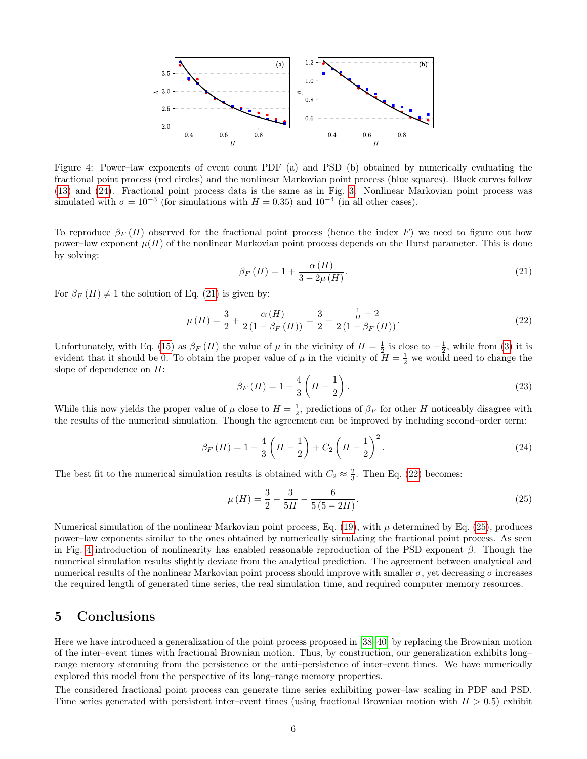Figure 4: Power–law exponents of event count PDF (a) and PSD (b) obtained by numerically evaluating the fractional point process (red circles) and the nonlinear Markovian point process (blue squares). Black curves follow (13) and (24). Fractional point process data is the same as in Fig. 3. Nonlinear Markovian point process was simulated with $\sigma = 10^{-3}$ (for simulations with $H = 0.35$) and $10^{-4}$ (in all other cases).

To reproduce $\beta_F(H)$ observed for the fractional point process (hence the index $F$) we need to figure out how power–law exponent $\mu(H)$ of the nonlinear Markovian point process depends on the Hurst parameter. This is done by solving:

$$\beta_F(H) = 1 + \frac{\alpha(H)}{3 - 2\mu(H)}. \tag{21}$$

For $\beta_F(H) \neq 1$ the solution of Eq. (21) is given by:

$$\mu(H) = \frac{3}{2} + \frac{\alpha(H)}{2(1 - \beta_F(H))} = \frac{3}{2} + \frac{\frac{1}{H} - 2}{2(1 - \beta_F(H))}. \tag{22}$$

Unfortunately, with Eq. (15) as $\beta_F(H)$ the value of $\mu$ in the vicinity of $H = \frac{1}{2}$ is close to $-\frac{1}{2}$, while from (3) it is evident that it should be 0. To obtain the proper value of $\mu$ in the vicinity of $H = \frac{1}{2}$ we would need to change the slope of dependence on $H$:

$$\beta_F(H) = 1 - \frac{4}{3}\left(H - \frac{1}{2}\right). \tag{23}$$

While this now yields the proper value of $\mu$ close to $H = \frac{1}{2}$, predictions of $\beta_F$ for other $H$ noticeably disagree with the results of the numerical simulation. Though the agreement can be improved by including second–order term:

$$\beta_F(H) = 1 - \frac{4}{3}\left(H - \frac{1}{2}\right) + C_2\left(H - \frac{1}{2}\right)^2. \tag{24}$$

The best fit to the numerical simulation results is obtained with $C_2 \approx \frac{2}{3}$. Then Eq. (22) becomes:

$$\mu(H) = \frac{3}{2} - \frac{3}{5H} - \frac{6}{5(5 - 2H)}. \tag{25}$$

Numerical simulation of the nonlinear Markovian point process, Eq. (19), with $\mu$ determined by Eq. (25), produces power–law exponents similar to the ones obtained by numerically simulating the fractional point process. As seen in Fig. 4 introduction of nonlinearity has enabled reasonable reproduction of the PSD exponent $\beta$. Though the numerical simulation results slightly deviate from the analytical prediction. The agreement between analytical and numerical results of the nonlinear Markovian point process should improve with smaller $\sigma$, yet decreasing $\sigma$ increases the required length of generated time series, the real simulation time, and required computer memory resources.

## 5 Conclusions

Here we have introduced a generalization of the point process proposed in [38–40] by replacing the Brownian motion of the inter–event times with fractional Brownian motion. Thus, by construction, our generalization exhibits long–range memory stemming from the persistence or the anti–persistence of inter–event times. We have numerically explored this model from the perspective of its long–range memory properties.

The considered fractional point process can generate time series exhibiting power–law scaling in PDF and PSD. Time series generated with persistent inter–event times (using fractional Brownian motion with $H > 0.5$) exhibit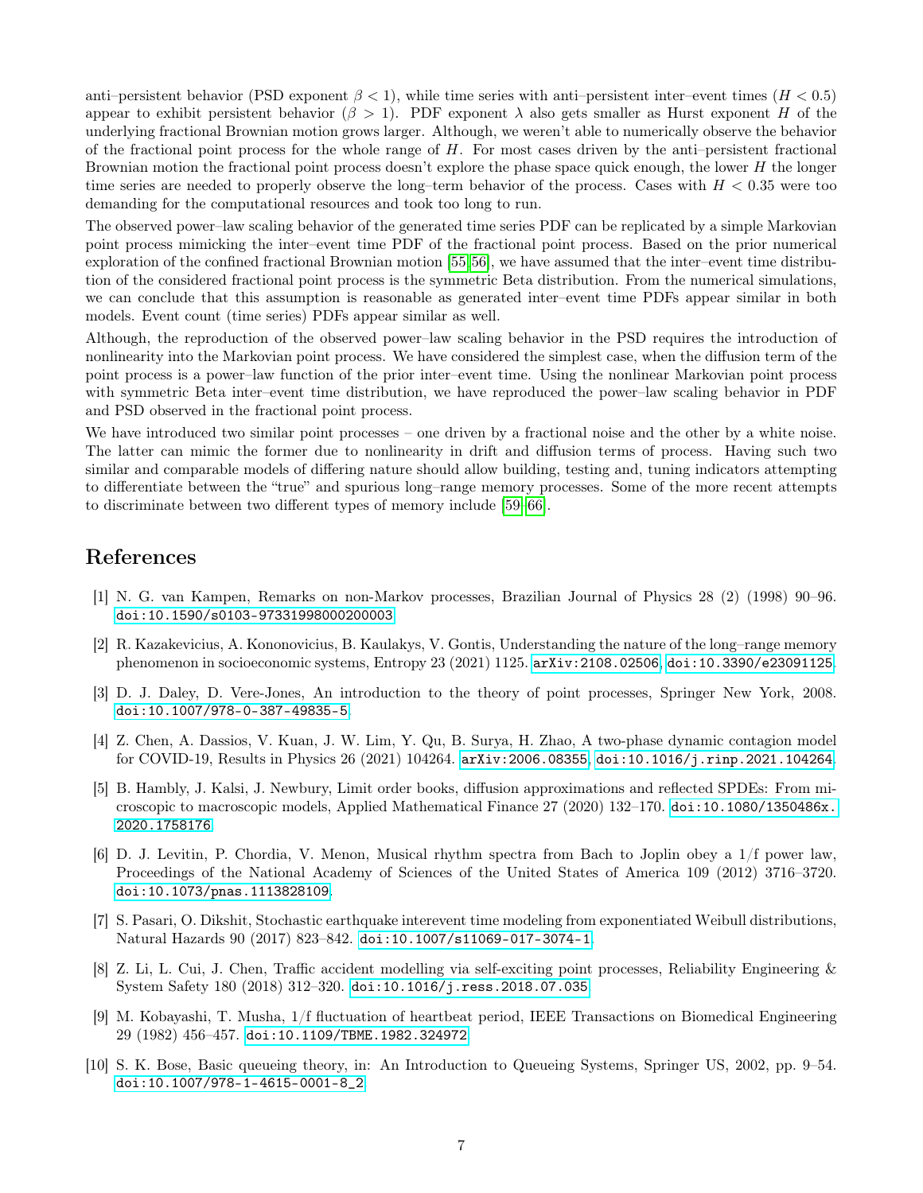anti–persistent behavior (PSD exponent $\beta < 1$), while time series with anti–persistent inter–event times ($H < 0.5$) appear to exhibit persistent behavior ($\beta > 1$). PDF exponent $\lambda$ also gets smaller as Hurst exponent $H$ of the underlying fractional Brownian motion grows larger. Although, we weren't able to numerically observe the behavior of the fractional point process for the whole range of $H$. For most cases driven by the anti–persistent fractional Brownian motion the fractional point process doesn't explore the phase space quick enough, the lower $H$ the longer time series are needed to properly observe the long–term behavior of the process. Cases with $H < 0.35$ were too demanding for the computational resources and took too long to run.

The observed power–law scaling behavior of the generated time series PDF can be replicated by a simple Markovian point process mimicking the inter–event time PDF of the fractional point process. Based on the prior numerical exploration of the confined fractional Brownian motion [55, 56], we have assumed that the inter–event time distribution of the considered fractional point process is the symmetric Beta distribution. From the numerical simulations, we can conclude that this assumption is reasonable as generated inter–event time PDFs appear similar in both models. Event count (time series) PDFs appear similar as well.

Although, the reproduction of the observed power–law scaling behavior in the PSD requires the introduction of nonlinearity into the Markovian point process. We have considered the simplest case, when the diffusion term of the point process is a power–law function of the prior inter–event time. Using the nonlinear Markovian point process with symmetric Beta inter–event time distribution, we have reproduced the power–law scaling behavior in PDF and PSD observed in the fractional point process.

We have introduced two similar point processes – one driven by a fractional noise and the other by a white noise. The latter can mimic the former due to nonlinearity in drift and diffusion terms of process. Having such two similar and comparable models of differing nature should allow building, testing and, tuning indicators attempting to differentiate between the "true" and spurious long–range memory processes. Some of the more recent attempts to discriminate between two different types of memory include [59–66].

# References

[1] N. G. van Kampen, Remarks on non-Markov processes, Brazilian Journal of Physics 28 (2) (1998) 90–96. doi:10.1590/s0103-97331998000200003.

[2] R. Kazakevicius, A. Kononovicius, B. Kaulakys, V. Gontis, Understanding the nature of the long–range memory phenomenon in socioeconomic systems, Entropy 23 (2021) 1125. arXiv:2108.02506, doi:10.3390/e23091125.

[3] D. J. Daley, D. Vere-Jones, An introduction to the theory of point processes, Springer New York, 2008. doi:10.1007/978-0-387-49835-5.

[4] Z. Chen, A. Dassios, V. Kuan, J. W. Lim, Y. Qu, B. Surya, H. Zhao, A two-phase dynamic contagion model for COVID-19, Results in Physics 26 (2021) 104264. arXiv:2006.08355, doi:10.1016/j.rinp.2021.104264.

[5] B. Hambly, J. Kalsi, J. Newbury, Limit order books, diffusion approximations and reflected SPDEs: From microscopic to macroscopic models, Applied Mathematical Finance 27 (2020) 132–170. doi:10.1080/1350486x.2020.1758176.

[6] D. J. Levitin, P. Chordia, V. Menon, Musical rhythm spectra from Bach to Joplin obey a 1/f power law, Proceedings of the National Academy of Sciences of the United States of America 109 (2012) 3716–3720. doi:10.1073/pnas.1113828109.

[7] S. Pasari, O. Dikshit, Stochastic earthquake interevent time modeling from exponentiated Weibull distributions, Natural Hazards 90 (2017) 823–842. doi:10.1007/s11069-017-3074-1.

[8] Z. Li, L. Cui, J. Chen, Traffic accident modelling via self-exciting point processes, Reliability Engineering & System Safety 180 (2018) 312–320. doi:10.1016/j.ress.2018.07.035.

[9] M. Kobayashi, T. Musha, 1/f fluctuation of heartbeat period, IEEE Transactions on Biomedical Engineering 29 (1982) 456–457. doi:10.1109/TBME.1982.324972.

[10] S. K. Bose, Basic queueing theory, in: An Introduction to Queueing Systems, Springer US, 2002, pp. 9–54. doi:10.1007/978-1-4615-0001-8_2.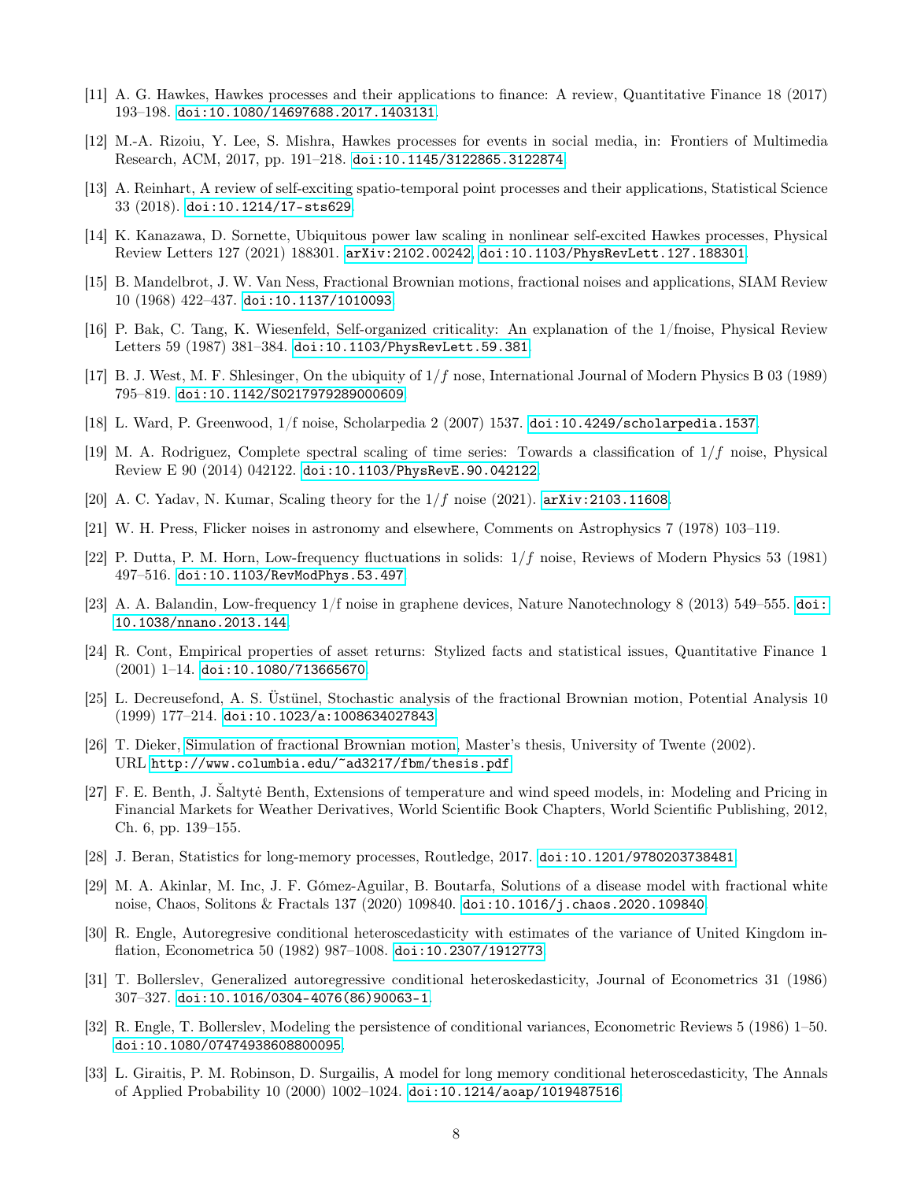[11] A. G. Hawkes, Hawkes processes and their applications to finance: A review, Quantitative Finance 18 (2017) 193–198. doi:10.1080/14697688.2017.1403131.

[12] M.-A. Rizoiu, Y. Lee, S. Mishra, Hawkes processes for events in social media, in: Frontiers of Multimedia Research, ACM, 2017, pp. 191–218. doi:10.1145/3122865.3122874.

[13] A. Reinhart, A review of self-exciting spatio-temporal point processes and their applications, Statistical Science 33 (2018). doi:10.1214/17-sts629.

[14] K. Kanazawa, D. Sornette, Ubiquitous power law scaling in nonlinear self-excited Hawkes processes, Physical Review Letters 127 (2021) 188301. arXiv:2102.00242, doi:10.1103/PhysRevLett.127.188301.

[15] B. Mandelbrot, J. W. Van Ness, Fractional Brownian motions, fractional noises and applications, SIAM Review 10 (1968) 422–437. doi:10.1137/1010093.

[16] P. Bak, C. Tang, K. Wiesenfeld, Self-organized criticality: An explanation of the 1/fnoise, Physical Review Letters 59 (1987) 381–384. doi:10.1103/PhysRevLett.59.381.

[17] B. J. West, M. F. Shlesinger, On the ubiquity of $1/f$ nose, International Journal of Modern Physics B 03 (1989) 795–819. doi:10.1142/S0217979289000609.

[18] L. Ward, P. Greenwood, 1/f noise, Scholarpedia 2 (2007) 1537. doi:10.4249/scholarpedia.1537.

[19] M. A. Rodriguez, Complete spectral scaling of time series: Towards a classification of $1/f$ noise, Physical Review E 90 (2014) 042122. doi:10.1103/PhysRevE.90.042122.

[20] A. C. Yadav, N. Kumar, Scaling theory for the $1/f$ noise (2021). arXiv:2103.11608.

[21] W. H. Press, Flicker noises in astronomy and elsewhere, Comments on Astrophysics 7 (1978) 103–119.

[22] P. Dutta, P. M. Horn, Low-frequency fluctuations in solids: $1/f$ noise, Reviews of Modern Physics 53 (1981) 497–516. doi:10.1103/RevModPhys.53.497.

[23] A. A. Balandin, Low-frequency 1/f noise in graphene devices, Nature Nanotechnology 8 (2013) 549–555. doi:10.1038/nnano.2013.144.

[24] R. Cont, Empirical properties of asset returns: Stylized facts and statistical issues, Quantitative Finance 1 (2001) 1–14. doi:10.1080/713665670.

[25] L. Decreusefond, A. S. Üstünel, Stochastic analysis of the fractional Brownian motion, Potential Analysis 10 (1999) 177–214. doi:10.1023/a:1008634027843.

[26] T. Dieker, Simulation of fractional Brownian motion, Master's thesis, University of Twente (2002). URL http://www.columbia.edu/~ad3217/fbm/thesis.pdf

[27] F. E. Benth, J. Šaltytė Benth, Extensions of temperature and wind speed models, in: Modeling and Pricing in Financial Markets for Weather Derivatives, World Scientific Book Chapters, World Scientific Publishing, 2012, Ch. 6, pp. 139–155.

[28] J. Beran, Statistics for long-memory processes, Routledge, 2017. doi:10.1201/9780203738481.

[29] M. A. Akinlar, M. Inc, J. F. Gómez-Aguilar, B. Boutarfa, Solutions of a disease model with fractional white noise, Chaos, Solitons & Fractals 137 (2020) 109840. doi:10.1016/j.chaos.2020.109840.

[30] R. Engle, Autoregresive conditional heteroscedasticity with estimates of the variance of United Kingdom inflation, Econometrica 50 (1982) 987–1008. doi:10.2307/1912773.

[31] T. Bollerslev, Generalized autoregressive conditional heteroskedasticity, Journal of Econometrics 31 (1986) 307–327. doi:10.1016/0304-4076(86)90063-1.

[32] R. Engle, T. Bollerslev, Modeling the persistence of conditional variances, Econometric Reviews 5 (1986) 1–50. doi:10.1080/07474938608800095.

[33] L. Giraitis, P. M. Robinson, D. Surgailis, A model for long memory conditional heteroscedasticity, The Annals of Applied Probability 10 (2000) 1002–1024. doi:10.1214/aoap/1019487516.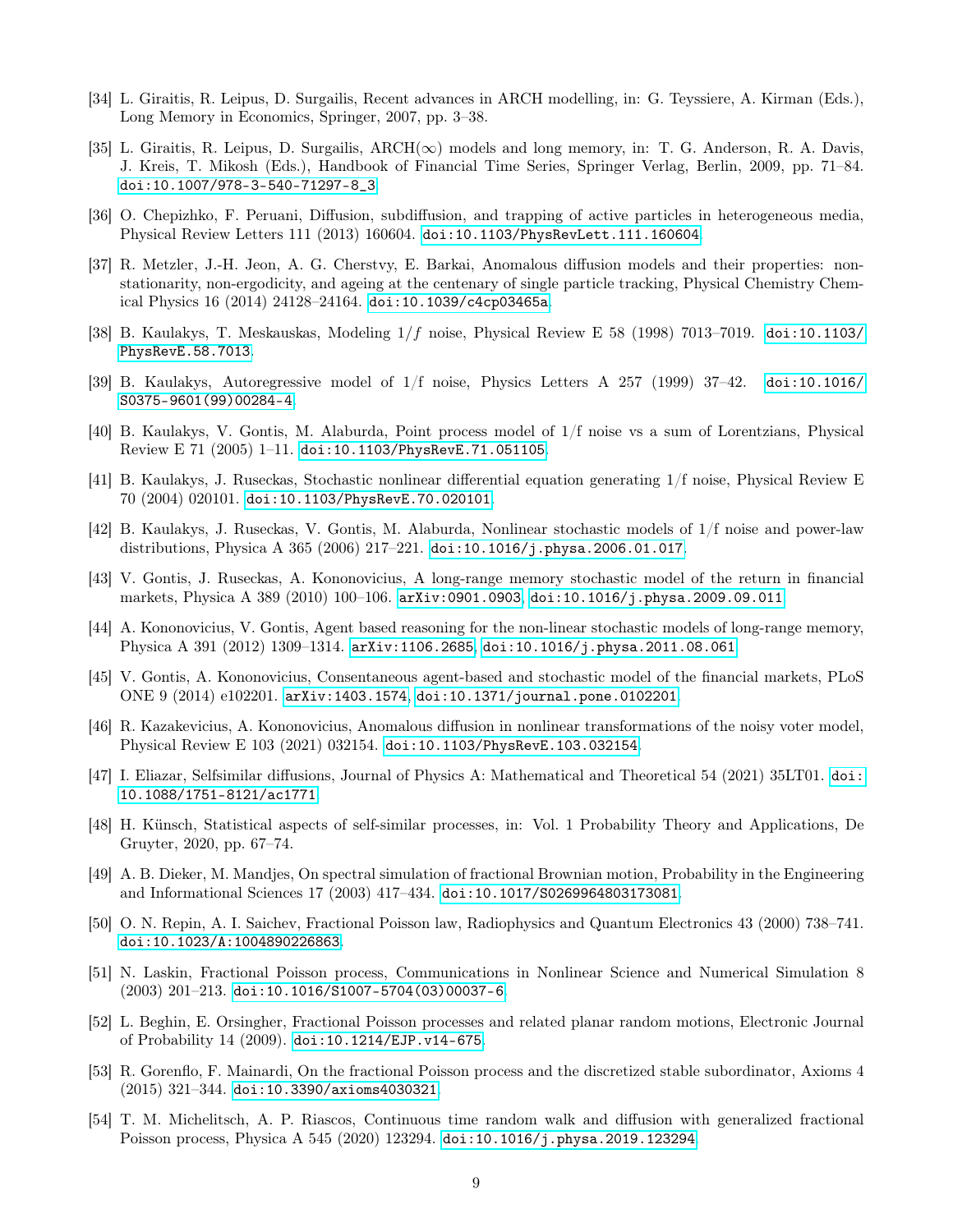[34] L. Giraitis, R. Leipus, D. Surgailis, Recent advances in ARCH modelling, in: G. Teyssiere, A. Kirman (Eds.), Long Memory in Economics, Springer, 2007, pp. 3–38.

[35] L. Giraitis, R. Leipus, D. Surgailis, ARCH($\infty$) models and long memory, in: T. G. Anderson, R. A. Davis, J. Kreis, T. Mikosh (Eds.), Handbook of Financial Time Series, Springer Verlag, Berlin, 2009, pp. 71–84. doi:10.1007/978-3-540-71297-8_3.

[36] O. Chepizhko, F. Peruani, Diffusion, subdiffusion, and trapping of active particles in heterogeneous media, Physical Review Letters 111 (2013) 160604. doi:10.1103/PhysRevLett.111.160604.

[37] R. Metzler, J.-H. Jeon, A. G. Cherstvy, E. Barkai, Anomalous diffusion models and their properties: non-stationarity, non-ergodicity, and ageing at the centenary of single particle tracking, Physical Chemistry Chemical Physics 16 (2014) 24128–24164. doi:10.1039/c4cp03465a.

[38] B. Kaulakys, T. Meskauskas, Modeling $1/f$ noise, Physical Review E 58 (1998) 7013–7019. doi:10.1103/PhysRevE.58.7013.

[39] B. Kaulakys, Autoregressive model of 1/f noise, Physics Letters A 257 (1999) 37–42. doi:10.1016/S0375-9601(99)00284-4.

[40] B. Kaulakys, V. Gontis, M. Alaburda, Point process model of 1/f noise vs a sum of Lorentzians, Physical Review E 71 (2005) 1–11. doi:10.1103/PhysRevE.71.051105.

[41] B. Kaulakys, J. Ruseckas, Stochastic nonlinear differential equation generating 1/f noise, Physical Review E 70 (2004) 020101. doi:10.1103/PhysRevE.70.020101.

[42] B. Kaulakys, J. Ruseckas, V. Gontis, M. Alaburda, Nonlinear stochastic models of 1/f noise and power-law distributions, Physica A 365 (2006) 217–221. doi:10.1016/j.physa.2006.01.017.

[43] V. Gontis, J. Ruseckas, A. Kononovicius, A long-range memory stochastic model of the return in financial markets, Physica A 389 (2010) 100–106. arXiv:0901.0903, doi:10.1016/j.physa.2009.09.011.

[44] A. Kononovicius, V. Gontis, Agent based reasoning for the non-linear stochastic models of long-range memory, Physica A 391 (2012) 1309–1314. arXiv:1106.2685, doi:10.1016/j.physa.2011.08.061.

[45] V. Gontis, A. Kononovicius, Consentaneous agent-based and stochastic model of the financial markets, PLoS ONE 9 (2014) e102201. arXiv:1403.1574, doi:10.1371/journal.pone.0102201.

[46] R. Kazakevicius, A. Kononovicius, Anomalous diffusion in nonlinear transformations of the noisy voter model, Physical Review E 103 (2021) 032154. doi:10.1103/PhysRevE.103.032154.

[47] I. Eliazar, Selfsimilar diffusions, Journal of Physics A: Mathematical and Theoretical 54 (2021) 35LT01. doi:10.1088/1751-8121/ac1771.

[48] H. Künsch, Statistical aspects of self-similar processes, in: Vol. 1 Probability Theory and Applications, De Gruyter, 2020, pp. 67–74.

[49] A. B. Dieker, M. Mandjes, On spectral simulation of fractional Brownian motion, Probability in the Engineering and Informational Sciences 17 (2003) 417–434. doi:10.1017/S0269964803173081.

[50] O. N. Repin, A. I. Saichev, Fractional Poisson law, Radiophysics and Quantum Electronics 43 (2000) 738–741. doi:10.1023/A:1004890226863.

[51] N. Laskin, Fractional Poisson process, Communications in Nonlinear Science and Numerical Simulation 8 (2003) 201–213. doi:10.1016/S1007-5704(03)00037-6.

[52] L. Beghin, E. Orsingher, Fractional Poisson processes and related planar random motions, Electronic Journal of Probability 14 (2009). doi:10.1214/EJP.v14-675.

[53] R. Gorenflo, F. Mainardi, On the fractional Poisson process and the discretized stable subordinator, Axioms 4 (2015) 321–344. doi:10.3390/axioms4030321.

[54] T. M. Michelitsch, A. P. Riascos, Continuous time random walk and diffusion with generalized fractional Poisson process, Physica A 545 (2020) 123294. doi:10.1016/j.physa.2019.123294.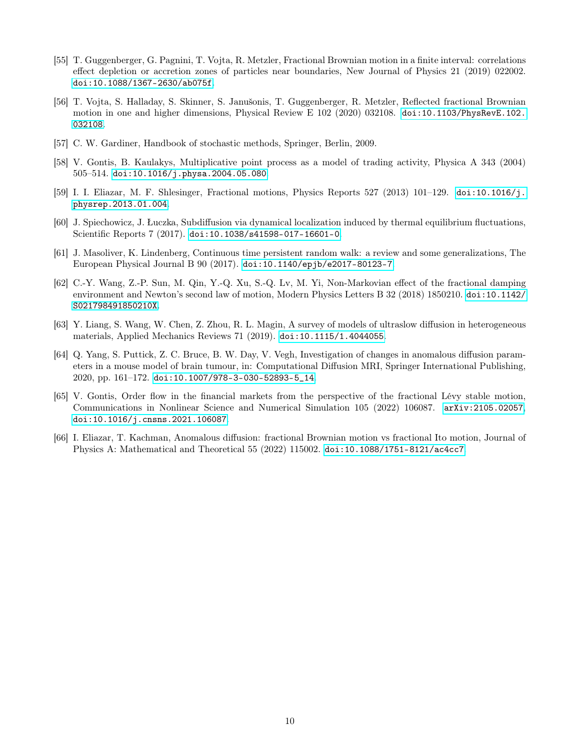[55] T. Guggenberger, G. Pagnini, T. Vojta, R. Metzler, Fractional Brownian motion in a finite interval: correlations effect depletion or accretion zones of particles near boundaries, New Journal of Physics 21 (2019) 022002. doi:10.1088/1367-2630/ab075f.

[56] T. Vojta, S. Halladay, S. Skinner, S. Janušonis, T. Guggenberger, R. Metzler, Reflected fractional Brownian motion in one and higher dimensions, Physical Review E 102 (2020) 032108. doi:10.1103/PhysRevE.102.032108.

[57] C. W. Gardiner, Handbook of stochastic methods, Springer, Berlin, 2009.

[58] V. Gontis, B. Kaulakys, Multiplicative point process as a model of trading activity, Physica A 343 (2004) 505–514. doi:10.1016/j.physa.2004.05.080.

[59] I. I. Eliazar, M. F. Shlesinger, Fractional motions, Physics Reports 527 (2013) 101–129. doi:10.1016/j.physrep.2013.01.004.

[60] J. Spiechowicz, J. Łuczka, Subdiffusion via dynamical localization induced by thermal equilibrium fluctuations, Scientific Reports 7 (2017). doi:10.1038/s41598-017-16601-0.

[61] J. Masoliver, K. Lindenberg, Continuous time persistent random walk: a review and some generalizations, The European Physical Journal B 90 (2017). doi:10.1140/epjb/e2017-80123-7.

[62] C.-Y. Wang, Z.-P. Sun, M. Qin, Y.-Q. Xu, S.-Q. Lv, M. Yi, Non-Markovian effect of the fractional damping environment and Newton's second law of motion, Modern Physics Letters B 32 (2018) 1850210. doi:10.1142/S021798491850210X.

[63] Y. Liang, S. Wang, W. Chen, Z. Zhou, R. L. Magin, A survey of models of ultraslow diffusion in heterogeneous materials, Applied Mechanics Reviews 71 (2019). doi:10.1115/1.4044055.

[64] Q. Yang, S. Puttick, Z. C. Bruce, B. W. Day, V. Vegh, Investigation of changes in anomalous diffusion parameters in a mouse model of brain tumour, in: Computational Diffusion MRI, Springer International Publishing, 2020, pp. 161–172. doi:10.1007/978-3-030-52893-5_14.

[65] V. Gontis, Order flow in the financial markets from the perspective of the fractional Lévy stable motion, Communications in Nonlinear Science and Numerical Simulation 105 (2022) 106087. arXiv:2105.02057, doi:10.1016/j.cnsns.2021.106087.

[66] I. Eliazar, T. Kachman, Anomalous diffusion: fractional Brownian motion vs fractional Ito motion, Journal of Physics A: Mathematical and Theoretical 55 (2022) 115002. doi:10.1088/1751-8121/ac4cc7.